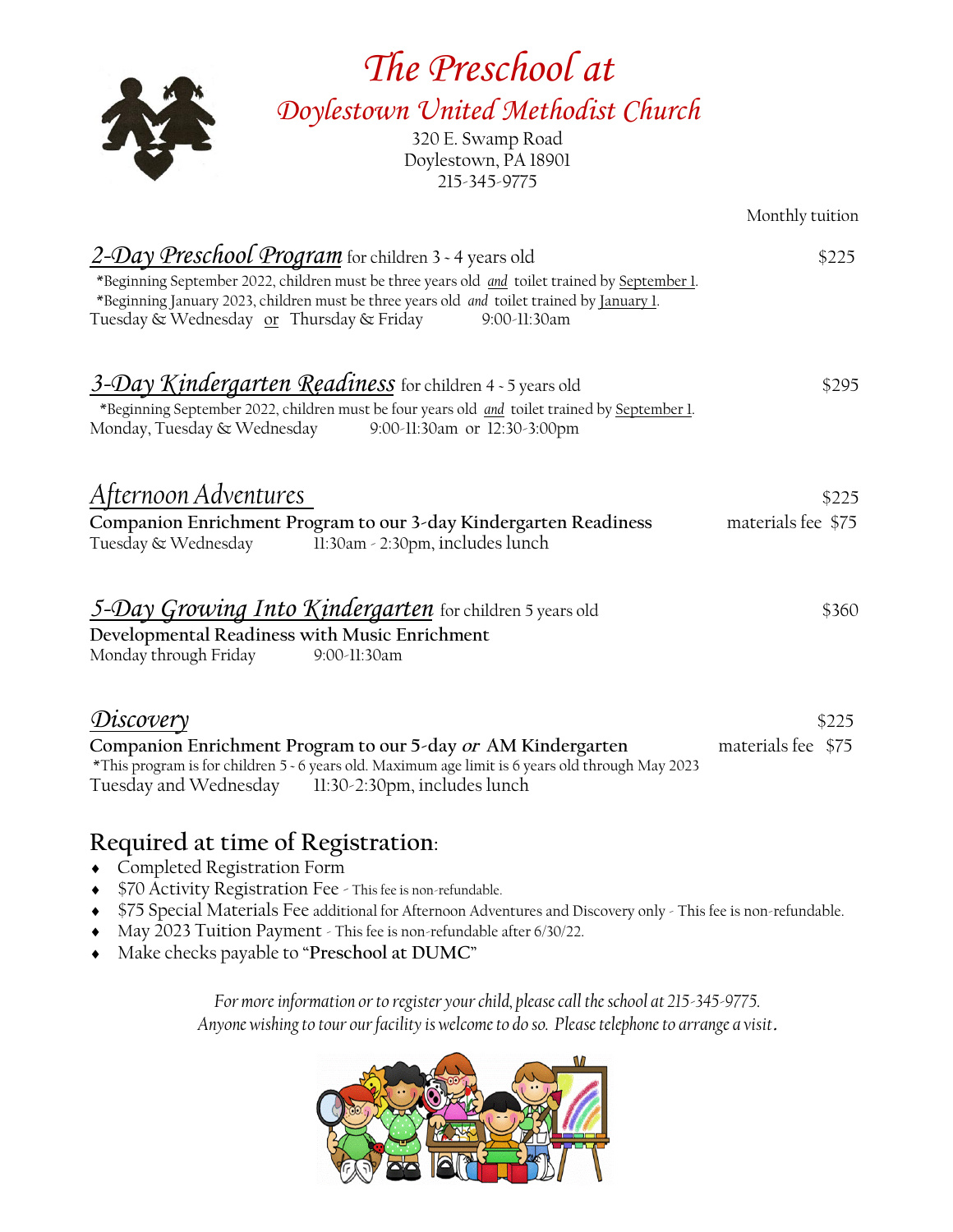# The Preschool at

## Doylestown United Methodist Church

320 E. Swamp Road
Doylestown, PA 18901
215-345-9775

Monthly tuition

**2-Day Preschool Program** for children 3 - 4 years old — $225

*Beginning September 2022, children must be three years old *and* toilet trained by September 1.
*Beginning January 2023, children must be three years old *and* toilet trained by January 1.
Tuesday & Wednesday or Thursday & Friday 9:00-11:30am

**3-Day Kindergarten Readiness** for children 4 - 5 years old — $295

*Beginning September 2022, children must be four years old *and* toilet trained by September 1.
Monday, Tuesday & Wednesday 9:00-11:30am or 12:30-3:00pm

**Afternoon Adventures** — $225

**Companion Enrichment Program to our 3-day Kindergarten Readiness** — materials fee $75
Tuesday & Wednesday 11:30am - 2:30pm, includes lunch

**5-Day Growing Into Kindergarten** for children 5 years old — $360

**Developmental Readiness with Music Enrichment**
Monday through Friday 9:00-11:30am

**Discovery** — $225

**Companion Enrichment Program to our 5-day *or* AM Kindergarten** — materials fee $75
*This program is for children 5 - 6 years old. Maximum age limit is 6 years old through May 2023
Tuesday and Wednesday 11:30-2:30pm, includes lunch

## Required at time of Registration:

- Completed Registration Form
- $70 Activity Registration Fee - This fee is non-refundable.
- $75 Special Materials Fee additional for Afternoon Adventures and Discovery only - This fee is non-refundable.
- May 2023 Tuition Payment - This fee is non-refundable after 6/30/22.
- Make checks payable to "**Preschool at DUMC**"

*For more information or to register your child, please call the school at 215-345-9775.*
*Anyone wishing to tour our facility is welcome to do so. Please telephone to arrange a visit.*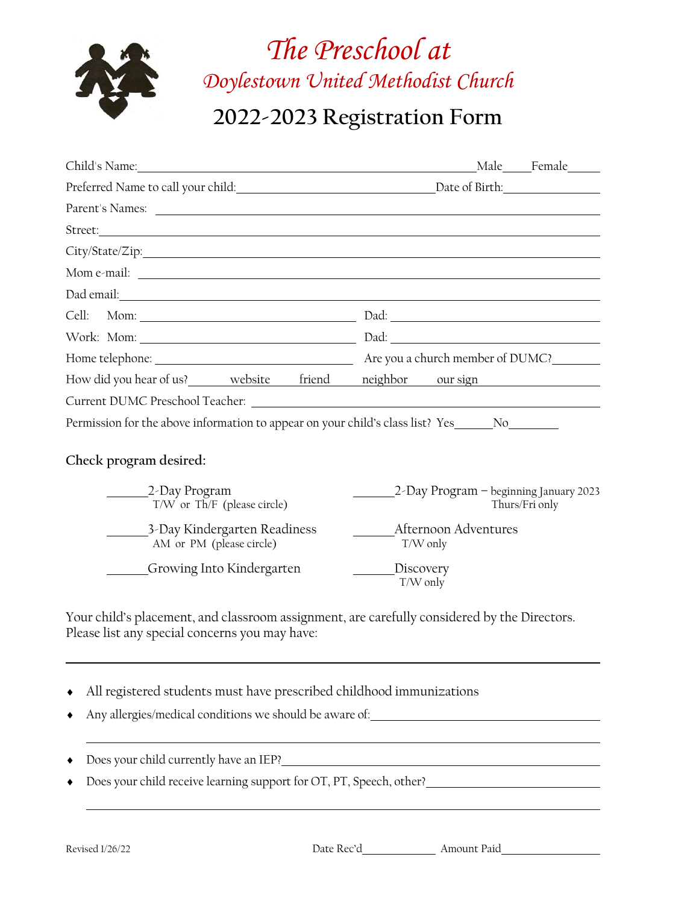# *The Preschool at*
## *Doylestown United Methodist Church*

## 2022-2023 Registration Form

Child's Name:______________________________________________ Male____ Female____

Preferred Name to call your child:____________________________ Date of Birth:______________

Parent's Names: ______________________________________________________________

Street:______________________________________________________________________

City/State/Zip:________________________________________________________________

Mom e-mail: __________________________________________________________________

Dad email:____________________________________________________________________

Cell: Mom: ______________________________ Dad: ______________________________

Work: Mom: ______________________________ Dad: ______________________________

Home telephone: ___________________________ Are you a church member of DUMC?________

How did you hear of us? website friend neighbor our sign ________________

Current DUMC Preschool Teacher: ________________________________________________

Permission for the above information to appear on your child's class list? Yes______ No________

**Check program desired:**

______2-Day Program
T/W or Th/F (please circle)

______3-Day Kindergarten Readiness
AM or PM (please circle)

______Growing Into Kindergarten

______2-Day Program – beginning January 2023
Thurs/Fri only

______Afternoon Adventures
T/W only

______Discovery
T/W only

Your child's placement, and classroom assignment, are carefully considered by the Directors. Please list any special concerns you may have:

______________________________________________________________________________

- All registered students must have prescribed childhood immunizations
- Any allergies/medical conditions we should be aware of:______________________________

  ____________________________________________________________________________
- Does your child currently have an IEP?__________________________________________
- Does your child receive learning support for OT, PT, Speech, other?____________________

  ____________________________________________________________________________

Revised 1/26/22 Date Rec'd____________ Amount Paid______________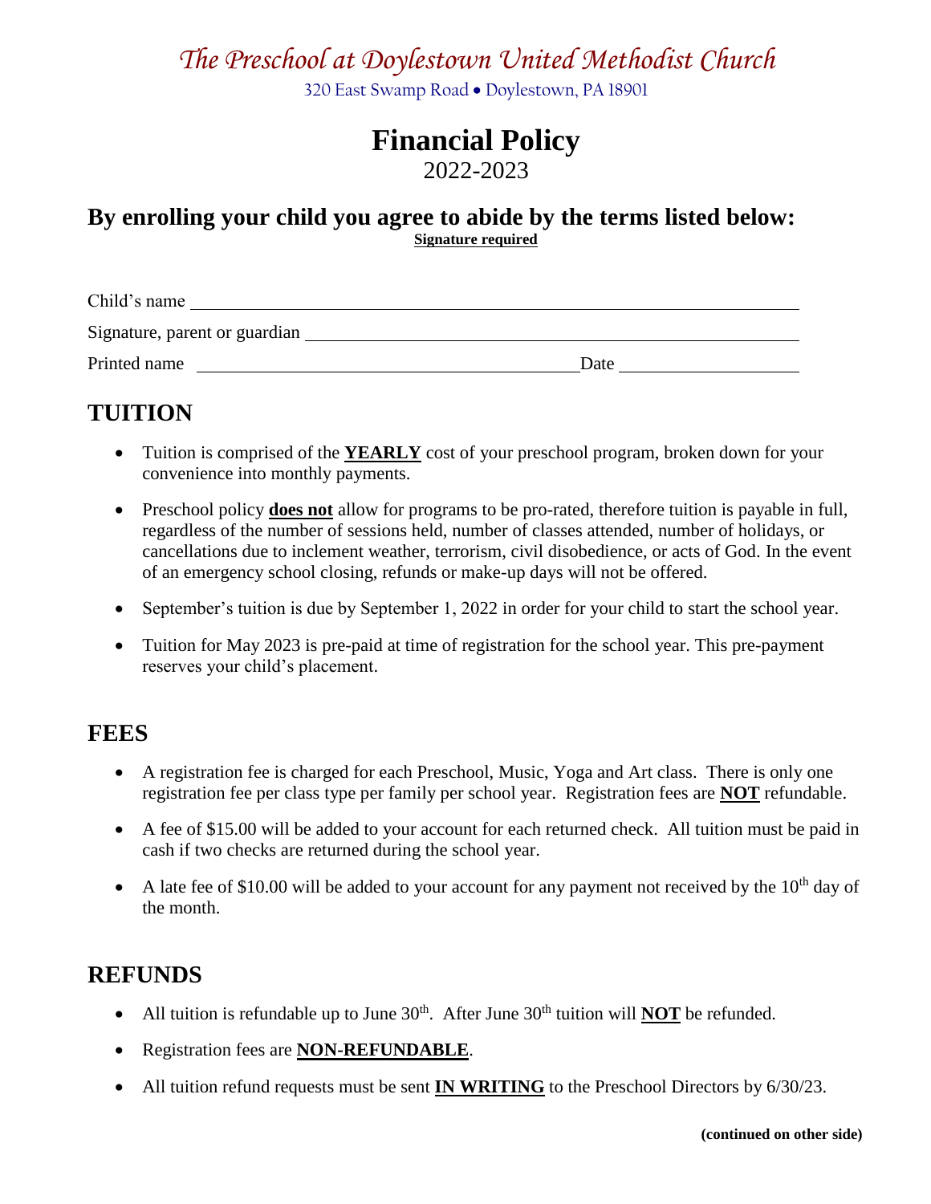# *The Preschool at Doylestown United Methodist Church*

320 East Swamp Road • Doylestown, PA 18901

# Financial Policy

2022-2023

## By enrolling your child you agree to abide by the terms listed below:

**Signature required**

Child's name ______________________________________________

Signature, parent or guardian ______________________________________________

Printed name ______________________________ Date ______________

## TUITION

- Tuition is comprised of the **YEARLY** cost of your preschool program, broken down for your convenience into monthly payments.
- Preschool policy **does not** allow for programs to be pro-rated, therefore tuition is payable in full, regardless of the number of sessions held, number of classes attended, number of holidays, or cancellations due to inclement weather, terrorism, civil disobedience, or acts of God. In the event of an emergency school closing, refunds or make-up days will not be offered.
- September's tuition is due by September 1, 2022 in order for your child to start the school year.
- Tuition for May 2023 is pre-paid at time of registration for the school year. This pre-payment reserves your child's placement.

## FEES

- A registration fee is charged for each Preschool, Music, Yoga and Art class. There is only one registration fee per class type per family per school year. Registration fees are **NOT** refundable.
- A fee of $15.00 will be added to your account for each returned check. All tuition must be paid in cash if two checks are returned during the school year.
- A late fee of $10.00 will be added to your account for any payment not received by the 10th day of the month.

## REFUNDS

- All tuition is refundable up to June 30th. After June 30th tuition will **NOT** be refunded.
- Registration fees are **NON-REFUNDABLE**.
- All tuition refund requests must be sent **IN WRITING** to the Preschool Directors by 6/30/23.

**(continued on other side)**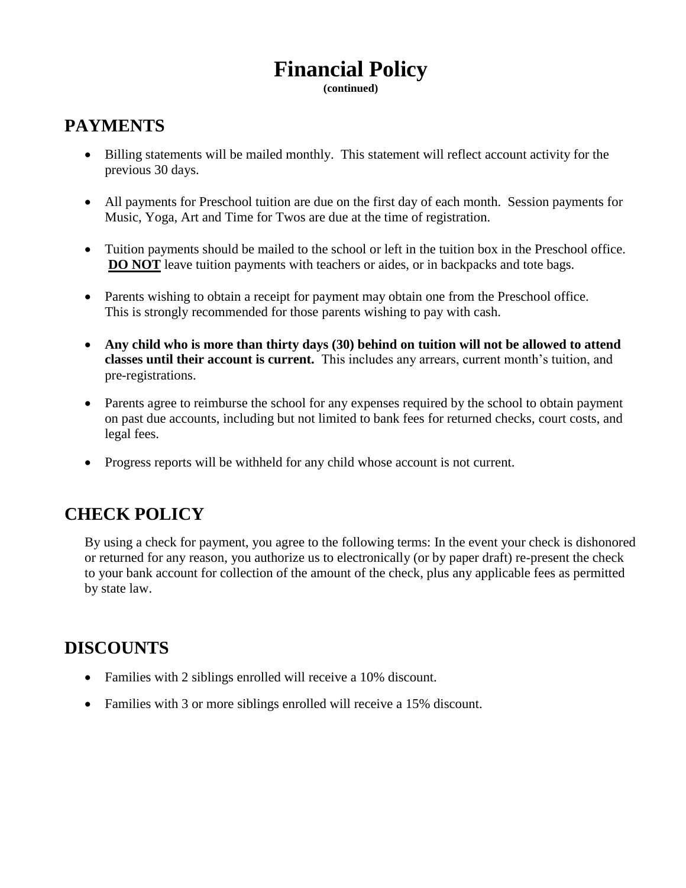# Financial Policy

**(continued)**

## PAYMENTS

- Billing statements will be mailed monthly. This statement will reflect account activity for the previous 30 days.
- All payments for Preschool tuition are due on the first day of each month. Session payments for Music, Yoga, Art and Time for Twos are due at the time of registration.
- Tuition payments should be mailed to the school or left in the tuition box in the Preschool office. **<u>DO NOT</u>** leave tuition payments with teachers or aides, or in backpacks and tote bags.
- Parents wishing to obtain a receipt for payment may obtain one from the Preschool office. This is strongly recommended for those parents wishing to pay with cash.
- **Any child who is more than thirty days (30) behind on tuition will not be allowed to attend classes until their account is current.** This includes any arrears, current month's tuition, and pre-registrations.
- Parents agree to reimburse the school for any expenses required by the school to obtain payment on past due accounts, including but not limited to bank fees for returned checks, court costs, and legal fees.
- Progress reports will be withheld for any child whose account is not current.

## CHECK POLICY

By using a check for payment, you agree to the following terms: In the event your check is dishonored or returned for any reason, you authorize us to electronically (or by paper draft) re-present the check to your bank account for collection of the amount of the check, plus any applicable fees as permitted by state law.

## DISCOUNTS

- Families with 2 siblings enrolled will receive a 10% discount.
- Families with 3 or more siblings enrolled will receive a 15% discount.